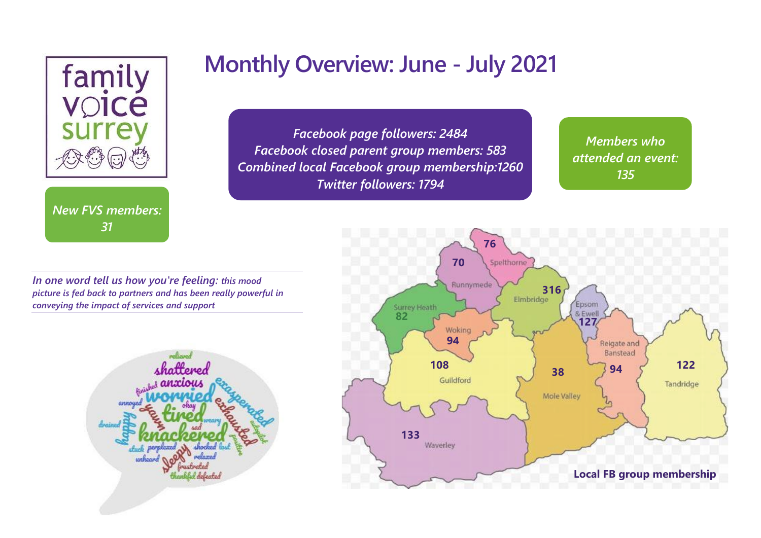family voice surrey

# Monthly Overview: June - July 2021

*Facebook page followers: 2484*
*Facebook closed parent group members: 583*
*Combined local Facebook group membership:1260*
*Twitter followers: 1794*

*Members who attended an event: 135*

*New FVS members: 31*

*In one word tell us how you're feeling: this mood picture is fed back to partners and has been really powerful in conveying the impact of services and support*

relieved, shattered, finished, anxious, annoyed, worried, exasperated, okay, happy, yawn, tired, exhausted, drained, weary, sad, knackered, autopilot, positive, stuck, perplexed, shocked, lost, unheard, sleepy, relaxed, frustrated, thankful, defeated

**Local FB group membership**

| Area | Members |
| --- | --- |
| Spelthorne | 76 |
| Runnymede | 70 |
| Elmbridge | 316 |
| Surrey Heath | 82 |
| Epsom & Ewell | 127 |
| Woking | 94 |
| Guildford | 108 |
| Mole Valley | 38 |
| Reigate and Banstead | 94 |
| Tandridge | 122 |
| Waverley | 133 |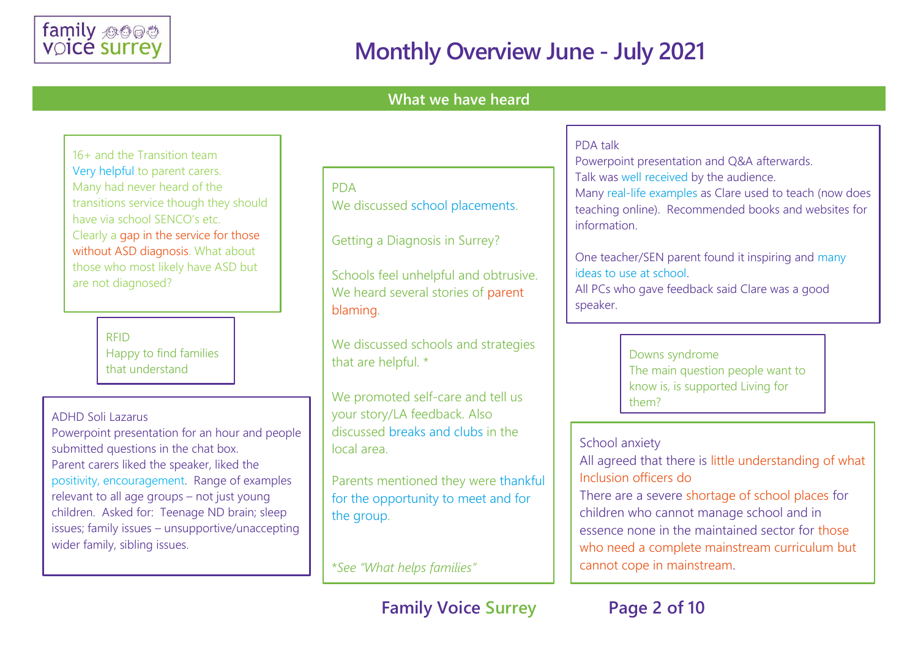# Monthly Overview June - July 2021

## What we have heard

### 16+ and the Transition team

Very helpful to parent carers. Many had never heard of the transitions service though they should have via school SENCO's etc. Clearly a gap in the service for those without ASD diagnosis. What about those who most likely have ASD but are not diagnosed?

### RFID

Happy to find families that understand

### ADHD Soli Lazarus

Powerpoint presentation for an hour and people submitted questions in the chat box. Parent carers liked the speaker, liked the positivity, encouragement. Range of examples relevant to all age groups – not just young children. Asked for: Teenage ND brain; sleep issues; family issues – unsupportive/unaccepting wider family, sibling issues.

### PDA

We discussed school placements.

Getting a Diagnosis in Surrey?

Schools feel unhelpful and obtrusive. We heard several stories of parent blaming.

We discussed schools and strategies that are helpful. *

We promoted self-care and tell us your story/LA feedback. Also discussed breaks and clubs in the local area.

Parents mentioned they were thankful for the opportunity to meet and for the group.

*\*See "What helps families"*

### PDA talk

Powerpoint presentation and Q&A afterwards. Talk was well received by the audience. Many real-life examples as Clare used to teach (now does teaching online). Recommended books and websites for information.

One teacher/SEN parent found it inspiring and many ideas to use at school. All PCs who gave feedback said Clare was a good speaker.

### Downs syndrome

The main question people want to know is, is supported Living for them?

### School anxiety

All agreed that there is little understanding of what Inclusion officers do

There are a severe shortage of school places for children who cannot manage school and in essence none in the maintained sector for those who need a complete mainstream curriculum but cannot cope in mainstream.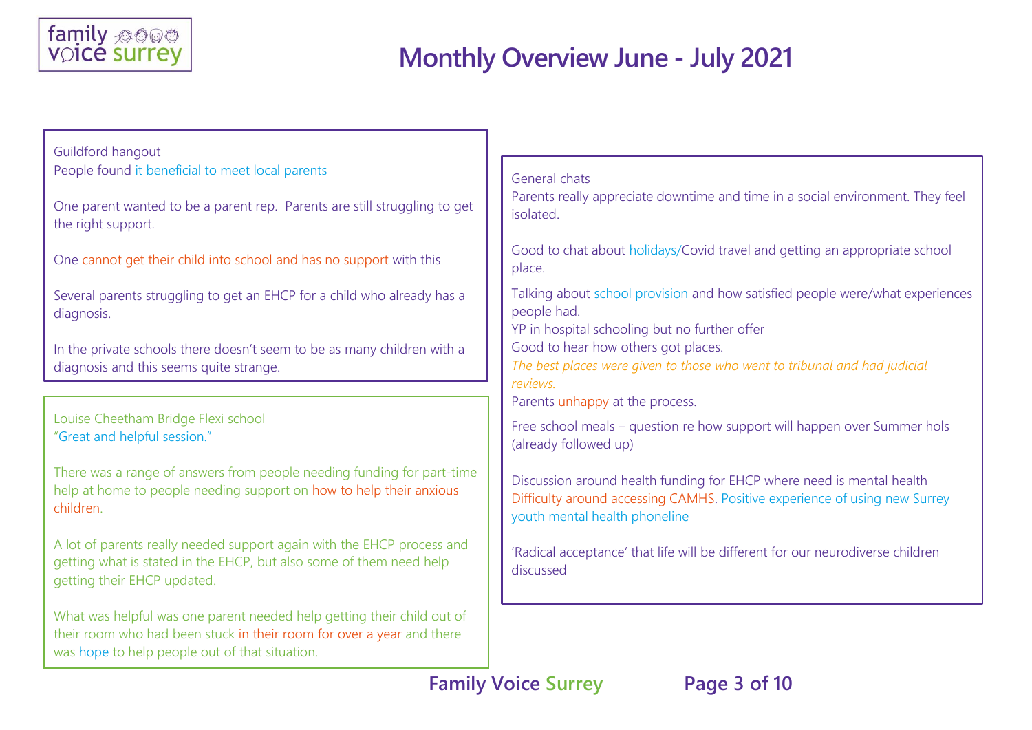# Monthly Overview June - July 2021

Guildford hangout

People found it beneficial to meet local parents

One parent wanted to be a parent rep. Parents are still struggling to get the right support.

One cannot get their child into school and has no support with this

Several parents struggling to get an EHCP for a child who already has a diagnosis.

In the private schools there doesn't seem to be as many children with a diagnosis and this seems quite strange.

Louise Cheetham Bridge Flexi school

"Great and helpful session."

There was a range of answers from people needing funding for part-time help at home to people needing support on how to help their anxious children.

A lot of parents really needed support again with the EHCP process and getting what is stated in the EHCP, but also some of them need help getting their EHCP updated.

What was helpful was one parent needed help getting their child out of their room who had been stuck in their room for over a year and there was hope to help people out of that situation.

General chats

Parents really appreciate downtime and time in a social environment. They feel isolated.

Good to chat about holidays/Covid travel and getting an appropriate school place.

Talking about school provision and how satisfied people were/what experiences people had.

YP in hospital schooling but no further offer

Good to hear how others got places.

*The best places were given to those who went to tribunal and had judicial reviews.*

Parents unhappy at the process.

Free school meals – question re how support will happen over Summer hols (already followed up)

Discussion around health funding for EHCP where need is mental health

Difficulty around accessing CAMHS. Positive experience of using new Surrey youth mental health phoneline

'Radical acceptance' that life will be different for our neurodiverse children discussed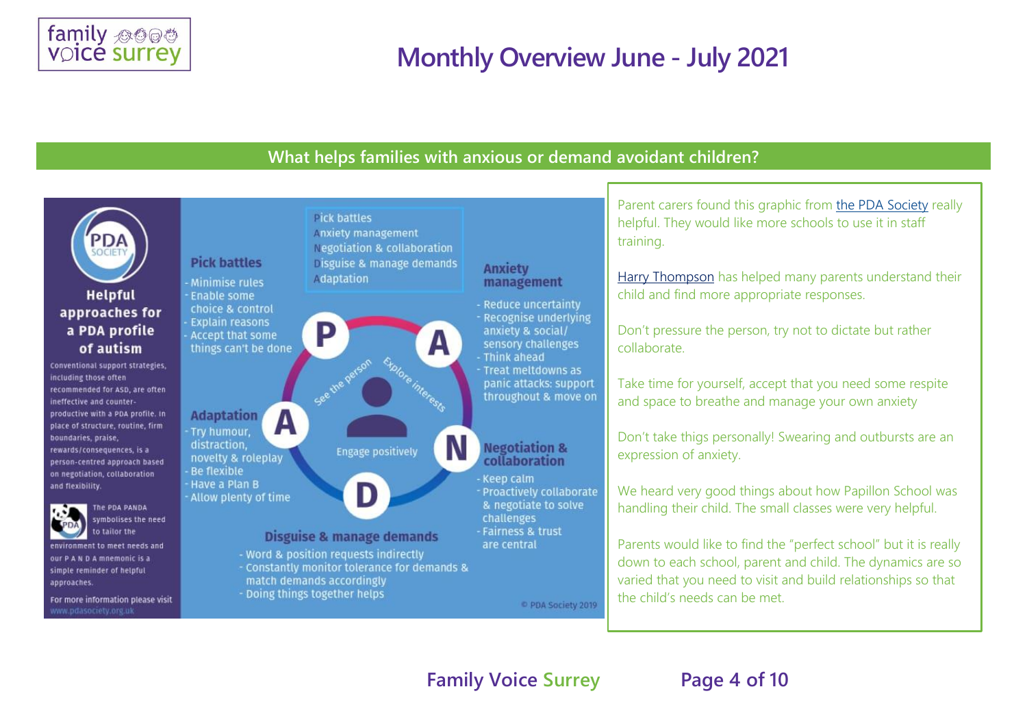# Monthly Overview June - July 2021

## What helps families with anxious or demand avoidant children?

**Helpful approaches for a PDA profile of autism**

Conventional support strategies, including those often recommended for ASD, are often ineffective and counter-productive with a PDA profile. In place of structure, routine, firm boundaries, praise, rewards/consequences, is a person-centred approach based on negotiation, collaboration and flexibility.

The PDA PANDA symbolises the need to tailor the environment to meet needs and our P A N D A mnemonic is a simple reminder of helpful approaches.

For more information please visit www.pdasociety.org.uk

- **P**ick battles
- **A**nxiety management
- **N**egotiation & collaboration
- **D**isguise & manage demands
- **A**daptation

See the person · Explore interests · Engage positively

**Pick battles**
- Minimise rules
- Enable some choice & control
- Explain reasons
- Accept that some things can't be done

**Anxiety management**
- Reduce uncertainty
- Recognise underlying anxiety & social/sensory challenges
- Think ahead
- Treat meltdowns as panic attacks: support throughout & move on

**Negotiation & collaboration**
- Keep calm
- Proactively collaborate & negotiate to solve challenges
- Fairness & trust are central

**Disguise & manage demands**
- Word & position requests indirectly
- Constantly monitor tolerance for demands & match demands accordingly
- Doing things together helps

**Adaptation**
- Try humour, distraction, novelty & roleplay
- Be flexible
- Have a Plan B
- Allow plenty of time

© PDA Society 2019

Parent carers found this graphic from the PDA Society really helpful. They would like more schools to use it in staff training.

Harry Thompson has helped many parents understand their child and find more appropriate responses.

Don't pressure the person, try not to dictate but rather collaborate.

Take time for yourself, accept that you need some respite and space to breathe and manage your own anxiety

Don't take thigs personally! Swearing and outbursts are an expression of anxiety.

We heard very good things about how Papillon School was handling their child. The small classes were very helpful.

Parents would like to find the "perfect school" but it is really down to each school, parent and child. The dynamics are so varied that you need to visit and build relationships so that the child's needs can be met.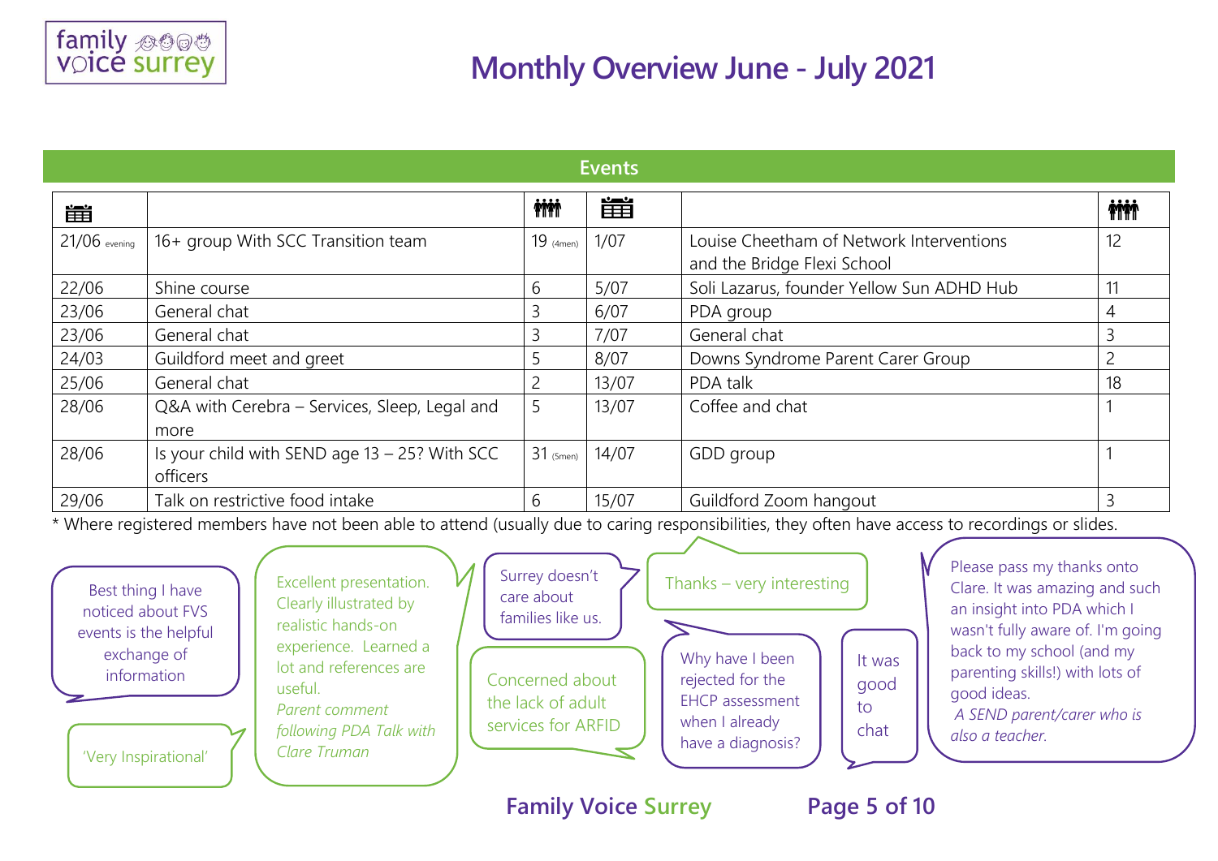# Monthly Overview June - July 2021

## Events

| Date | Event | Attendees | Date | Event | Attendees |
|---|---|---|---|---|---|
| 21/06 evening | 16+ group With SCC Transition team | 19 (4men) | 1/07 | Louise Cheetham of Network Interventions and the Bridge Flexi School | 12 |
| 22/06 | Shine course | 6 | 5/07 | Soli Lazarus, founder Yellow Sun ADHD Hub | 11 |
| 23/06 | General chat | 3 | 6/07 | PDA group | 4 |
| 23/06 | General chat | 3 | 7/07 | General chat | 3 |
| 24/03 | Guildford meet and greet | 5 | 8/07 | Downs Syndrome Parent Carer Group | 2 |
| 25/06 | General chat | 2 | 13/07 | PDA talk | 18 |
| 28/06 | Q&A with Cerebra – Services, Sleep, Legal and more | 5 | 13/07 | Coffee and chat | 1 |
| 28/06 | Is your child with SEND age 13 – 25? With SCC officers | 31 (5men) | 14/07 | GDD group | 1 |
| 29/06 | Talk on restrictive food intake | 6 | 15/07 | Guildford Zoom hangout | 3 |

* Where registered members have not been able to attend (usually due to caring responsibilities, they often have access to recordings or slides.

Best thing I have noticed about FVS events is the helpful exchange of information

'Very Inspirational'

Excellent presentation. Clearly illustrated by realistic hands-on experience. Learned a lot and references are useful.
*Parent comment following PDA Talk with Clare Truman*

Surrey doesn't care about families like us.

Concerned about the lack of adult services for ARFID

Thanks – very interesting

Why have I been rejected for the EHCP assessment when I already have a diagnosis?

It was good to chat

Please pass my thanks onto Clare. It was amazing and such an insight into PDA which I wasn't fully aware of. I'm going back to my school (and my parenting skills!) with lots of good ideas.
*A SEND parent/carer who is also a teacher.*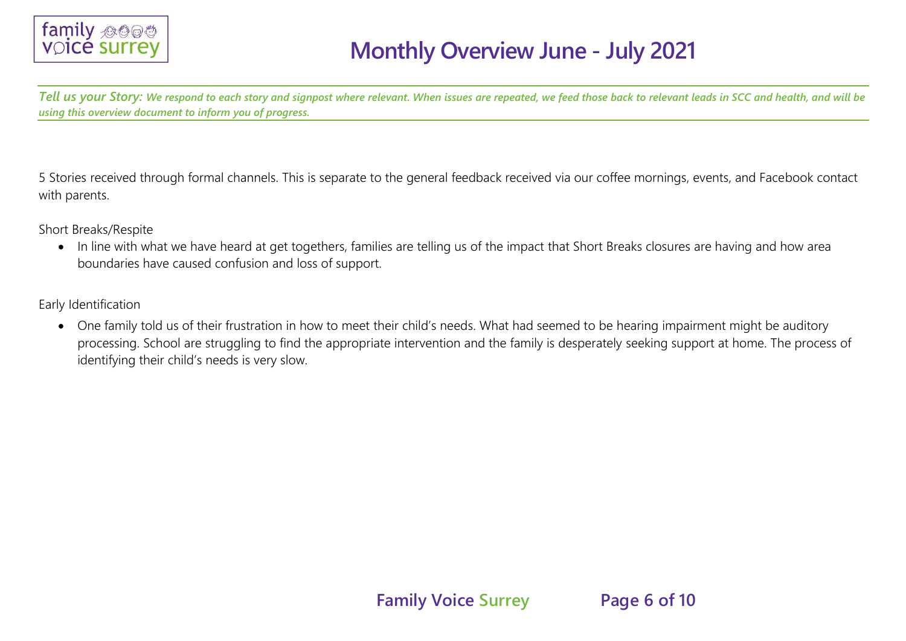# Monthly Overview June - July 2021

***Tell us your Story:** We respond to each story and signpost where relevant. When issues are repeated, we feed those back to relevant leads in SCC and health, and will be using this overview document to inform you of progress.*

5 Stories received through formal channels. This is separate to the general feedback received via our coffee mornings, events, and Facebook contact with parents.

Short Breaks/Respite

- In line with what we have heard at get togethers, families are telling us of the impact that Short Breaks closures are having and how area boundaries have caused confusion and loss of support.

Early Identification

- One family told us of their frustration in how to meet their child's needs. What had seemed to be hearing impairment might be auditory processing. School are struggling to find the appropriate intervention and the family is desperately seeking support at home. The process of identifying their child's needs is very slow.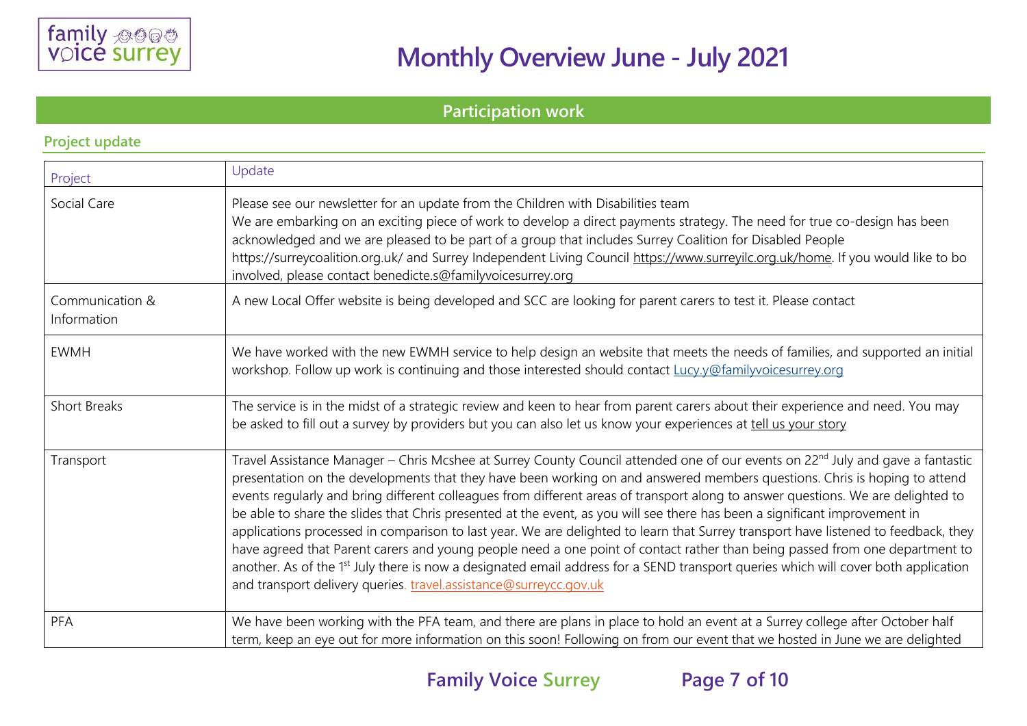# Monthly Overview June - July 2021

## Participation work

### Project update

| Project | Update |
|---|---|
| Social Care | Please see our newsletter for an update from the Children with Disabilities team<br>We are embarking on an exciting piece of work to develop a direct payments strategy. The need for true co-design has been acknowledged and we are pleased to be part of a group that includes Surrey Coalition for Disabled People https://surreycoalition.org.uk/ and Surrey Independent Living Council https://www.surreyilc.org.uk/home. If you would like to bo involved, please contact benedicte.s@familyvoicesurrey.org |
| Communication & Information | A new Local Offer website is being developed and SCC are looking for parent carers to test it. Please contact |
| EWMH | We have worked with the new EWMH service to help design an website that meets the needs of families, and supported an initial workshop. Follow up work is continuing and those interested should contact Lucy.y@familyvoicesurrey.org |
| Short Breaks | The service is in the midst of a strategic review and keen to hear from parent carers about their experience and need. You may be asked to fill out a survey by providers but you can also let us know your experiences at tell us your story |
| Transport | Travel Assistance Manager – Chris Mcshee at Surrey County Council attended one of our events on 22nd July and gave a fantastic presentation on the developments that they have been working on and answered members questions. Chris is hoping to attend events regularly and bring different colleagues from different areas of transport along to answer questions. We are delighted to be able to share the slides that Chris presented at the event, as you will see there has been a significant improvement in applications processed in comparison to last year. We are delighted to learn that Surrey transport have listened to feedback, they have agreed that Parent carers and young people need a one point of contact rather than being passed from one department to another. As of the 1st July there is now a designated email address for a SEND transport queries which will cover both application and transport delivery queries. travel.assistance@surreycc.gov.uk |
| PFA | We have been working with the PFA team, and there are plans in place to hold an event at a Surrey college after October half term, keep an eye out for more information on this soon! Following on from our event that we hosted in June we are delighted |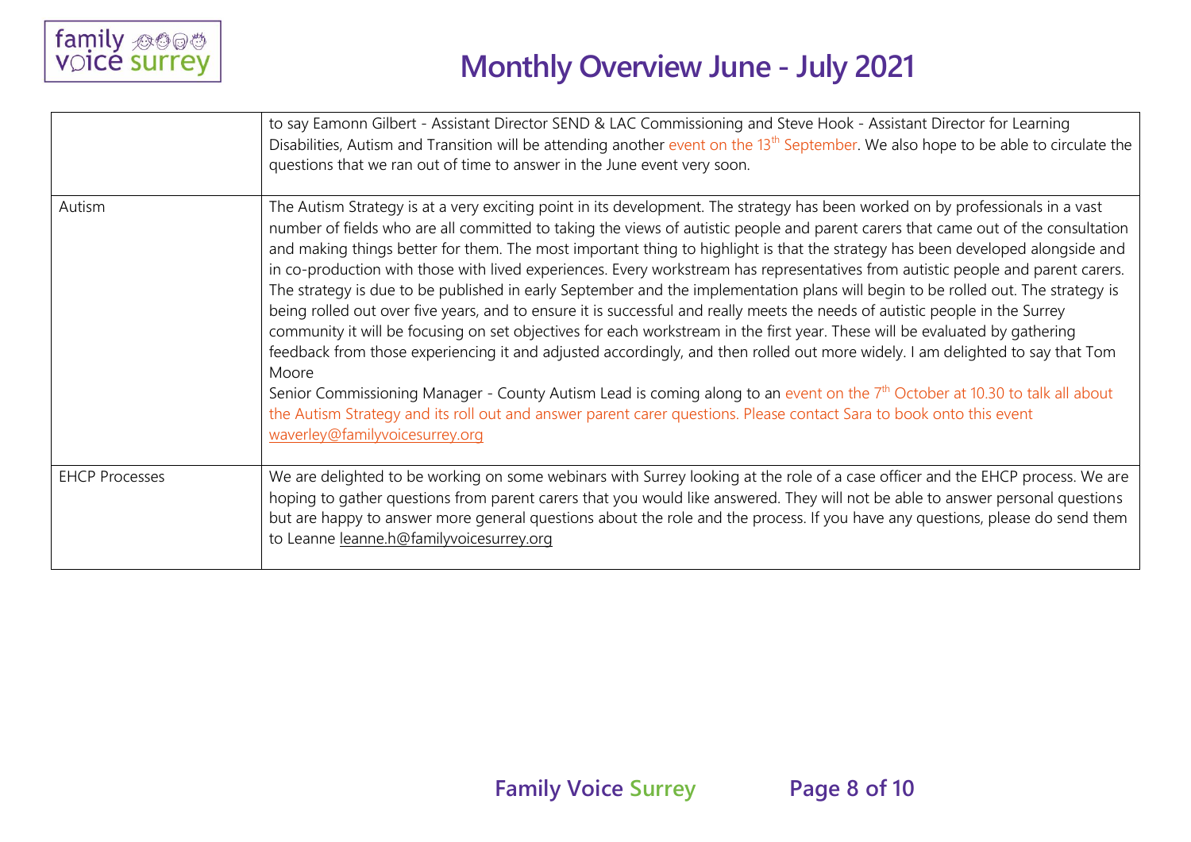| | |
|---|---|
| | to say Eamonn Gilbert - Assistant Director SEND & LAC Commissioning and Steve Hook - Assistant Director for Learning Disabilities, Autism and Transition will be attending another event on the 13th September. We also hope to be able to circulate the questions that we ran out of time to answer in the June event very soon. |
| Autism | The Autism Strategy is at a very exciting point in its development. The strategy has been worked on by professionals in a vast number of fields who are all committed to taking the views of autistic people and parent carers that came out of the consultation and making things better for them. The most important thing to highlight is that the strategy has been developed alongside and in co-production with those with lived experiences. Every workstream has representatives from autistic people and parent carers. The strategy is due to be published in early September and the implementation plans will begin to be rolled out. The strategy is being rolled out over five years, and to ensure it is successful and really meets the needs of autistic people in the Surrey community it will be focusing on set objectives for each workstream in the first year. These will be evaluated by gathering feedback from those experiencing it and adjusted accordingly, and then rolled out more widely. I am delighted to say that Tom Moore<br>Senior Commissioning Manager - County Autism Lead is coming along to an event on the 7th October at 10.30 to talk all about the Autism Strategy and its roll out and answer parent carer questions. Please contact Sara to book onto this event waverley@familyvoicesurrey.org |
| EHCP Processes | We are delighted to be working on some webinars with Surrey looking at the role of a case officer and the EHCP process. We are hoping to gather questions from parent carers that you would like answered. They will not be able to answer personal questions but are happy to answer more general questions about the role and the process. If you have any questions, please do send them to Leanne leanne.h@familyvoicesurrey.org |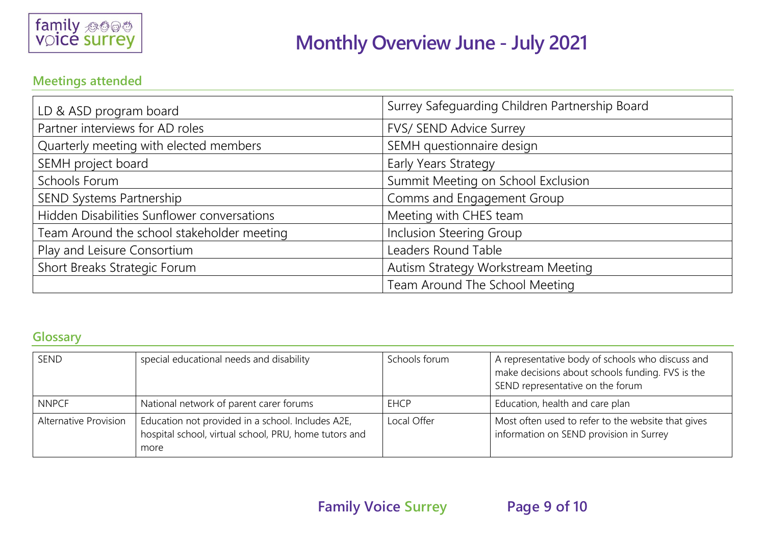# Monthly Overview June - July 2021

## Meetings attended

| | |
|---|---|
| LD & ASD program board | Surrey Safeguarding Children Partnership Board |
| Partner interviews for AD roles | FVS/ SEND Advice Surrey |
| Quarterly meeting with elected members | SEMH questionnaire design |
| SEMH project board | Early Years Strategy |
| Schools Forum | Summit Meeting on School Exclusion |
| SEND Systems Partnership | Comms and Engagement Group |
| Hidden Disabilities Sunflower conversations | Meeting with CHES team |
| Team Around the school stakeholder meeting | Inclusion Steering Group |
| Play and Leisure Consortium | Leaders Round Table |
| Short Breaks Strategic Forum | Autism Strategy Workstream Meeting |
| | Team Around The School Meeting |

## Glossary

| | | | |
|---|---|---|---|
| SEND | special educational needs and disability | Schools forum | A representative body of schools who discuss and make decisions about schools funding. FVS is the SEND representative on the forum |
| NNPCF | National network of parent carer forums | EHCP | Education, health and care plan |
| Alternative Provision | Education not provided in a school. Includes A2E, hospital school, virtual school, PRU, home tutors and more | Local Offer | Most often used to refer to the website that gives information on SEND provision in Surrey |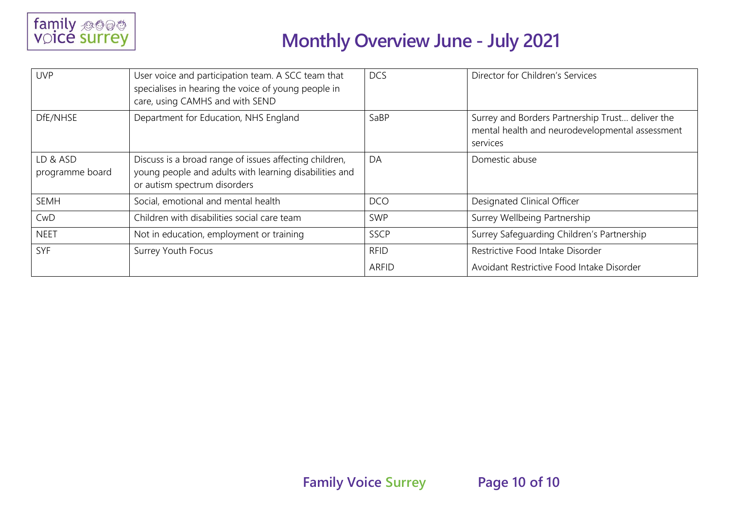| | | | |
|---|---|---|---|
| UVP | User voice and participation team. A SCC team that specialises in hearing the voice of young people in care, using CAMHS and with SEND | DCS | Director for Children's Services |
| DfE/NHSE | Department for Education, NHS England | SaBP | Surrey and Borders Partnership Trust… deliver the mental health and neurodevelopmental assessment services |
| LD & ASD programme board | Discuss is a broad range of issues affecting children, young people and adults with learning disabilities and or autism spectrum disorders | DA | Domestic abuse |
| SEMH | Social, emotional and mental health | DCO | Designated Clinical Officer |
| CwD | Children with disabilities social care team | SWP | Surrey Wellbeing Partnership |
| NEET | Not in education, employment or training | SSCP | Surrey Safeguarding Children's Partnership |
| SYF | Surrey Youth Focus | RFID<br>ARFID | Restrictive Food Intake Disorder<br>Avoidant Restrictive Food Intake Disorder |